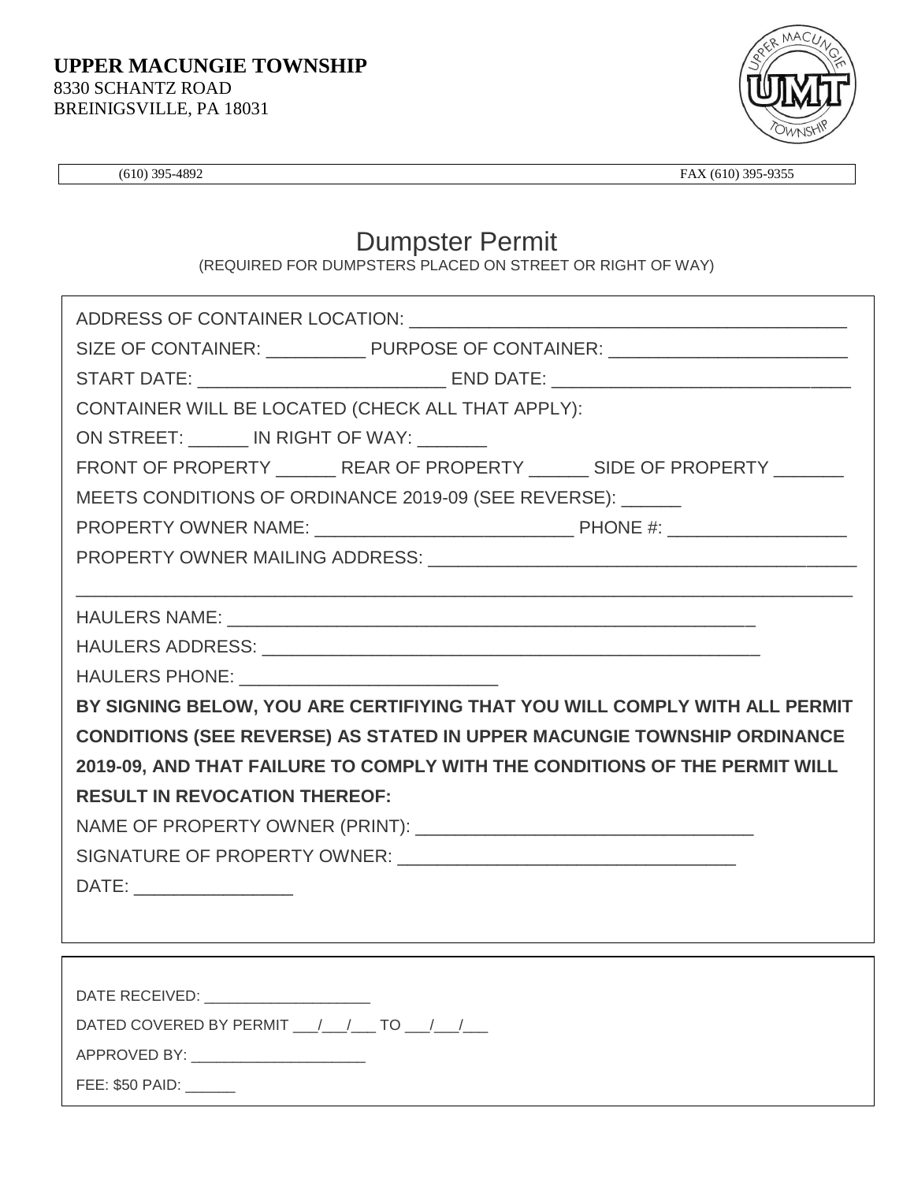**UPPER MACUNGIE TOWNSHIP**
8330 SCHANTZ ROAD
BREINIGSVILLE, PA 18031

(610) 395-4892 FAX (610) 395-9355

# Dumpster Permit

(REQUIRED FOR DUMPSTERS PLACED ON STREET OR RIGHT OF WAY)

ADDRESS OF CONTAINER LOCATION: ____________________________________________

SIZE OF CONTAINER: __________ PURPOSE OF CONTAINER: ________________________

START DATE: _________________________ END DATE: ______________________________

CONTAINER WILL BE LOCATED (CHECK ALL THAT APPLY):

ON STREET: ______ IN RIGHT OF WAY: _______

FRONT OF PROPERTY ______ REAR OF PROPERTY ______ SIDE OF PROPERTY _______

MEETS CONDITIONS OF ORDINANCE 2019-09 (SEE REVERSE): ______

PROPERTY OWNER NAME: __________________________ PHONE #: __________________

PROPERTY OWNER MAILING ADDRESS: __________________________________________

______________________________________________________________________________

HAULERS NAME: ________________________________________________________

HAULERS ADDRESS: ____________________________________________________

HAULERS PHONE: __________________________

**BY SIGNING BELOW, YOU ARE CERTIFIYING THAT YOU WILL COMPLY WITH ALL PERMIT CONDITIONS (SEE REVERSE) AS STATED IN UPPER MACUNGIE TOWNSHIP ORDINANCE 2019-09, AND THAT FAILURE TO COMPLY WITH THE CONDITIONS OF THE PERMIT WILL RESULT IN REVOCATION THEREOF:**

NAME OF PROPERTY OWNER (PRINT): __________________________________

SIGNATURE OF PROPERTY OWNER: __________________________________

DATE: ________________

---

DATE RECEIVED: ____________________

DATED COVERED BY PERMIT ___/___/___ TO ___/___/___

APPROVED BY: _____________________

FEE: $50 PAID: ______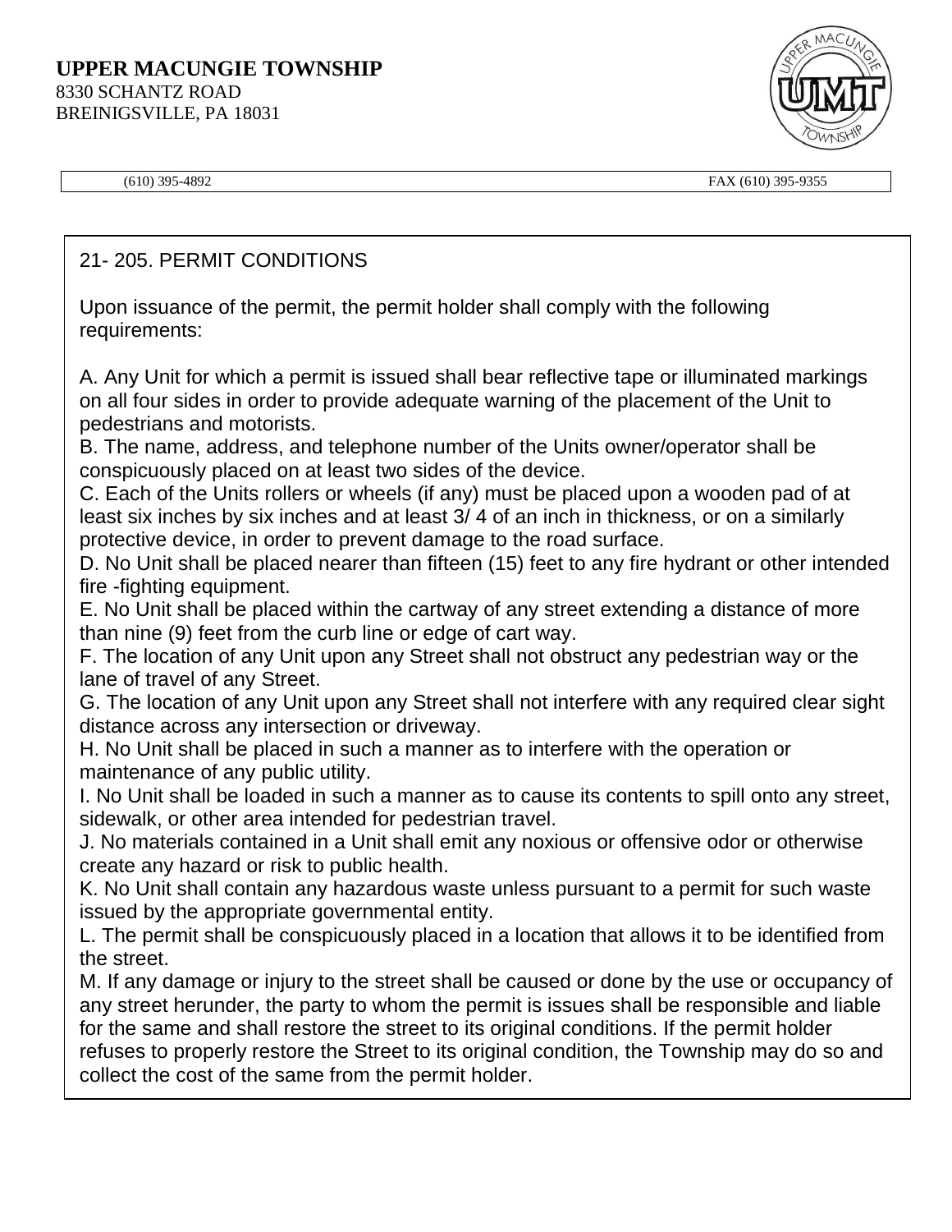**UPPER MACUNGIE TOWNSHIP**
8330 SCHANTZ ROAD
BREINIGSVILLE, PA 18031

(610) 395-4892 FAX (610) 395-9355

## 21- 205. PERMIT CONDITIONS

Upon issuance of the permit, the permit holder shall comply with the following requirements:

A. Any Unit for which a permit is issued shall bear reflective tape or illuminated markings on all four sides in order to provide adequate warning of the placement of the Unit to pedestrians and motorists.
B. The name, address, and telephone number of the Units owner/operator shall be conspicuously placed on at least two sides of the device.
C. Each of the Units rollers or wheels (if any) must be placed upon a wooden pad of at least six inches by six inches and at least 3/ 4 of an inch in thickness, or on a similarly protective device, in order to prevent damage to the road surface.
D. No Unit shall be placed nearer than fifteen (15) feet to any fire hydrant or other intended fire -fighting equipment.
E. No Unit shall be placed within the cartway of any street extending a distance of more than nine (9) feet from the curb line or edge of cart way.
F. The location of any Unit upon any Street shall not obstruct any pedestrian way or the lane of travel of any Street.
G. The location of any Unit upon any Street shall not interfere with any required clear sight distance across any intersection or driveway.
H. No Unit shall be placed in such a manner as to interfere with the operation or maintenance of any public utility.
I. No Unit shall be loaded in such a manner as to cause its contents to spill onto any street, sidewalk, or other area intended for pedestrian travel.
J. No materials contained in a Unit shall emit any noxious or offensive odor or otherwise create any hazard or risk to public health.
K. No Unit shall contain any hazardous waste unless pursuant to a permit for such waste issued by the appropriate governmental entity.
L. The permit shall be conspicuously placed in a location that allows it to be identified from the street.
M. If any damage or injury to the street shall be caused or done by the use or occupancy of any street herunder, the party to whom the permit is issues shall be responsible and liable for the same and shall restore the street to its original conditions. If the permit holder refuses to properly restore the Street to its original condition, the Township may do so and collect the cost of the same from the permit holder.